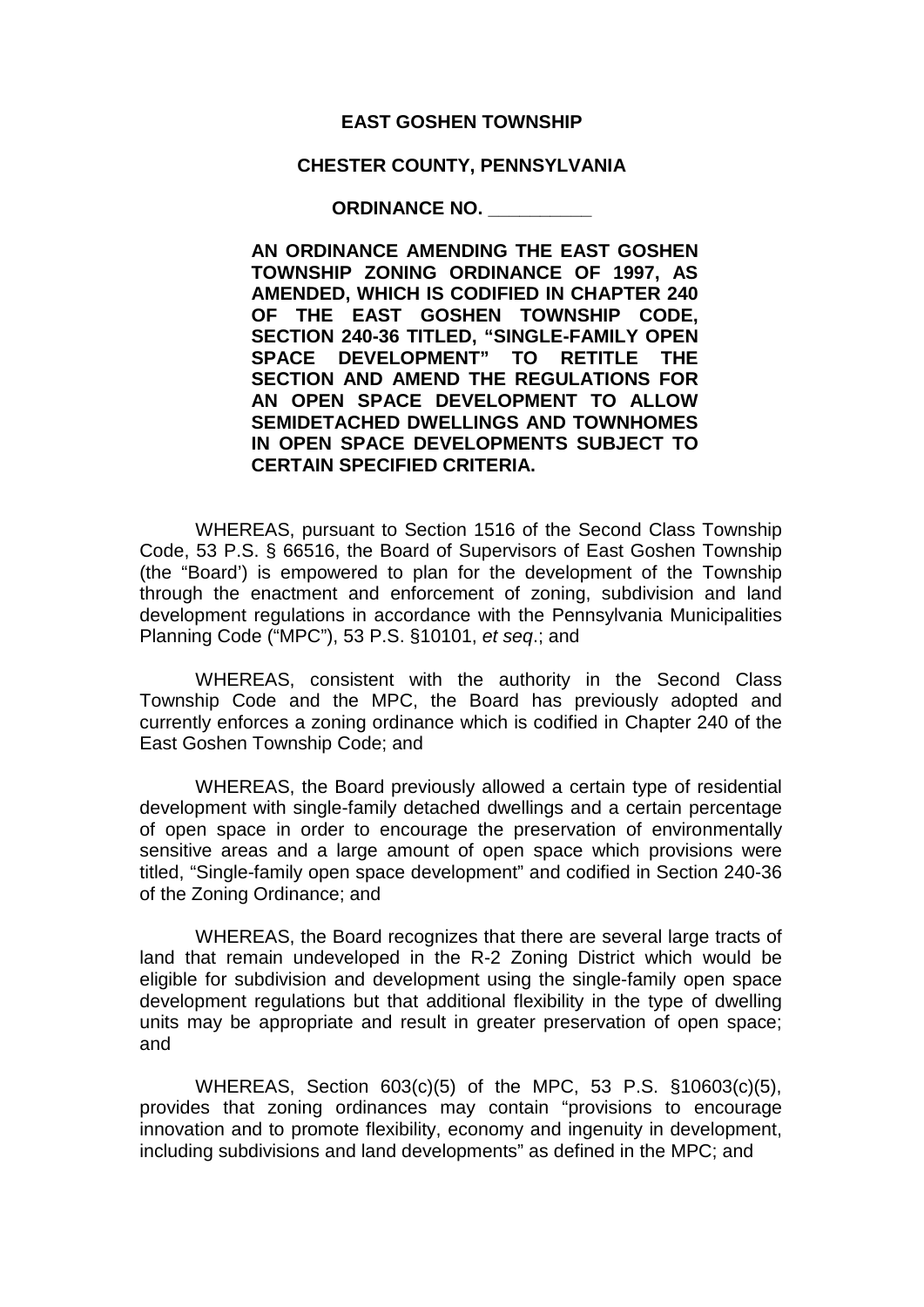**EAST GOSHEN TOWNSHIP**

**CHESTER COUNTY, PENNSYLVANIA**

**ORDINANCE NO. __________**

**AN ORDINANCE AMENDING THE EAST GOSHEN TOWNSHIP ZONING ORDINANCE OF 1997, AS AMENDED, WHICH IS CODIFIED IN CHAPTER 240 OF THE EAST GOSHEN TOWNSHIP CODE, SECTION 240-36 TITLED, "SINGLE-FAMILY OPEN SPACE DEVELOPMENT" TO RETITLE THE SECTION AND AMEND THE REGULATIONS FOR AN OPEN SPACE DEVELOPMENT TO ALLOW SEMIDETACHED DWELLINGS AND TOWNHOMES IN OPEN SPACE DEVELOPMENTS SUBJECT TO CERTAIN SPECIFIED CRITERIA.**

WHEREAS, pursuant to Section 1516 of the Second Class Township Code, 53 P.S. § 66516, the Board of Supervisors of East Goshen Township (the "Board') is empowered to plan for the development of the Township through the enactment and enforcement of zoning, subdivision and land development regulations in accordance with the Pennsylvania Municipalities Planning Code ("MPC"), 53 P.S. §10101, *et seq*.; and

WHEREAS, consistent with the authority in the Second Class Township Code and the MPC, the Board has previously adopted and currently enforces a zoning ordinance which is codified in Chapter 240 of the East Goshen Township Code; and

WHEREAS, the Board previously allowed a certain type of residential development with single-family detached dwellings and a certain percentage of open space in order to encourage the preservation of environmentally sensitive areas and a large amount of open space which provisions were titled, "Single-family open space development" and codified in Section 240-36 of the Zoning Ordinance; and

WHEREAS, the Board recognizes that there are several large tracts of land that remain undeveloped in the R-2 Zoning District which would be eligible for subdivision and development using the single-family open space development regulations but that additional flexibility in the type of dwelling units may be appropriate and result in greater preservation of open space; and

WHEREAS, Section 603(c)(5) of the MPC, 53 P.S. §10603(c)(5), provides that zoning ordinances may contain "provisions to encourage innovation and to promote flexibility, economy and ingenuity in development, including subdivisions and land developments" as defined in the MPC; and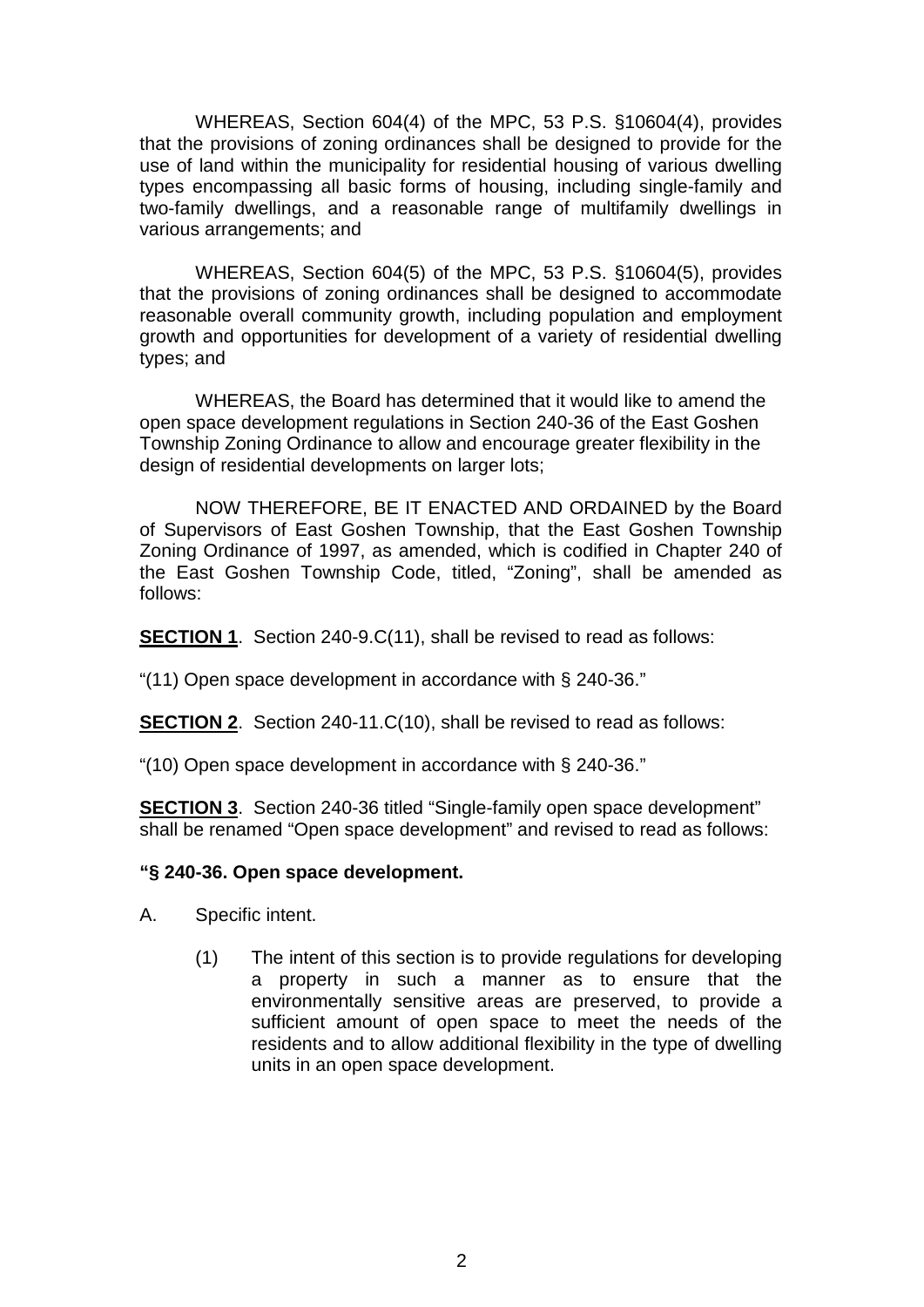WHEREAS, Section 604(4) of the MPC, 53 P.S. §10604(4), provides that the provisions of zoning ordinances shall be designed to provide for the use of land within the municipality for residential housing of various dwelling types encompassing all basic forms of housing, including single-family and two-family dwellings, and a reasonable range of multifamily dwellings in various arrangements; and

WHEREAS, Section 604(5) of the MPC, 53 P.S. §10604(5), provides that the provisions of zoning ordinances shall be designed to accommodate reasonable overall community growth, including population and employment growth and opportunities for development of a variety of residential dwelling types; and

WHEREAS, the Board has determined that it would like to amend the open space development regulations in Section 240-36 of the East Goshen Township Zoning Ordinance to allow and encourage greater flexibility in the design of residential developments on larger lots;

NOW THEREFORE, BE IT ENACTED AND ORDAINED by the Board of Supervisors of East Goshen Township, that the East Goshen Township Zoning Ordinance of 1997, as amended, which is codified in Chapter 240 of the East Goshen Township Code, titled, "Zoning", shall be amended as follows:

**SECTION 1**. Section 240-9.C(11), shall be revised to read as follows:

"(11) Open space development in accordance with § 240-36."

**SECTION 2**. Section 240-11.C(10), shall be revised to read as follows:

"(10) Open space development in accordance with § 240-36."

**SECTION 3**. Section 240-36 titled "Single-family open space development" shall be renamed "Open space development" and revised to read as follows:

**"§ 240-36. Open space development.**

A. Specific intent.

   (1) The intent of this section is to provide regulations for developing a property in such a manner as to ensure that the environmentally sensitive areas are preserved, to provide a sufficient amount of open space to meet the needs of the residents and to allow additional flexibility in the type of dwelling units in an open space development.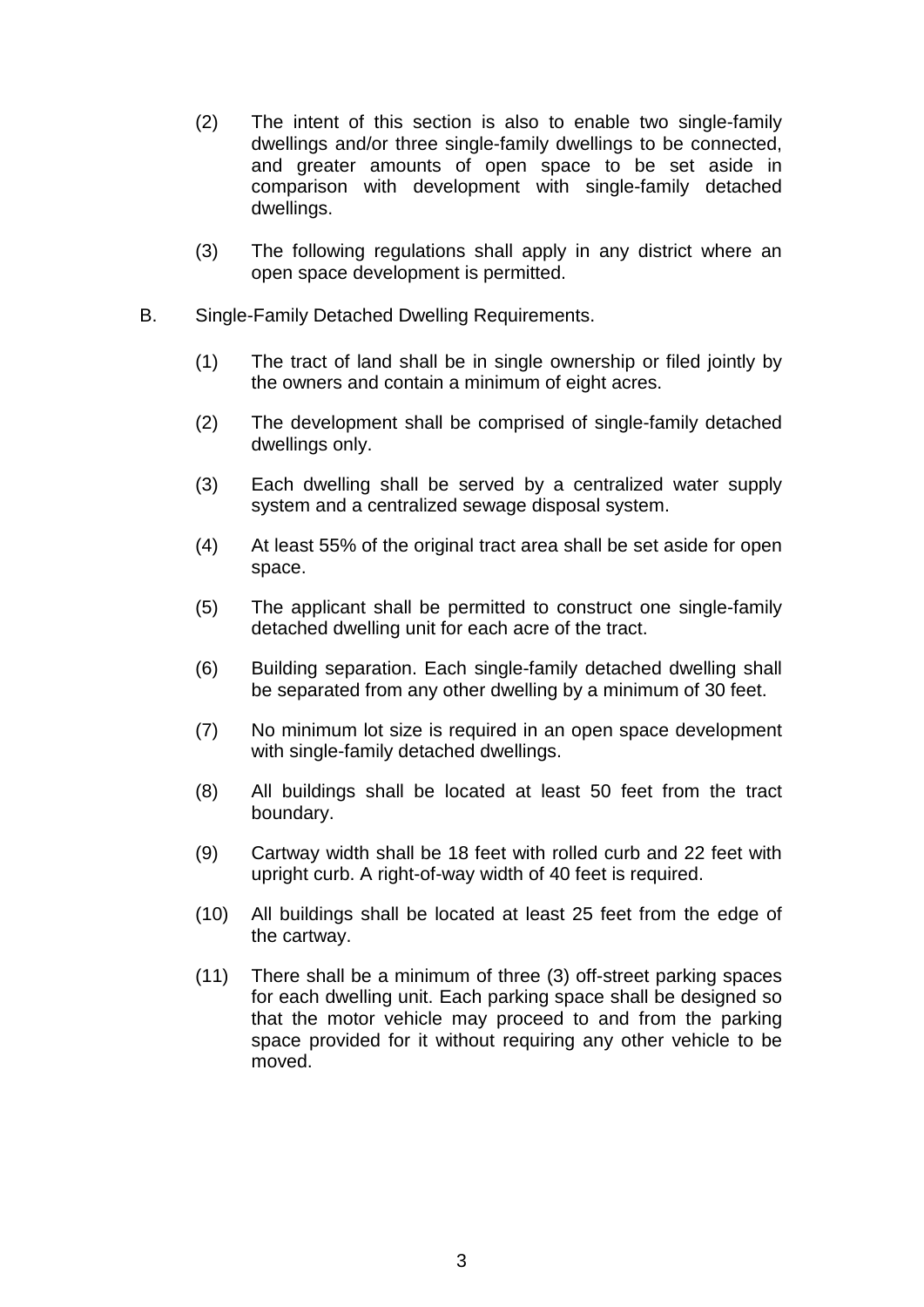(2) The intent of this section is also to enable two single-family dwellings and/or three single-family dwellings to be connected, and greater amounts of open space to be set aside in comparison with development with single-family detached dwellings.

(3) The following regulations shall apply in any district where an open space development is permitted.

B. Single-Family Detached Dwelling Requirements.

(1) The tract of land shall be in single ownership or filed jointly by the owners and contain a minimum of eight acres.

(2) The development shall be comprised of single-family detached dwellings only.

(3) Each dwelling shall be served by a centralized water supply system and a centralized sewage disposal system.

(4) At least 55% of the original tract area shall be set aside for open space.

(5) The applicant shall be permitted to construct one single-family detached dwelling unit for each acre of the tract.

(6) Building separation. Each single-family detached dwelling shall be separated from any other dwelling by a minimum of 30 feet.

(7) No minimum lot size is required in an open space development with single-family detached dwellings.

(8) All buildings shall be located at least 50 feet from the tract boundary.

(9) Cartway width shall be 18 feet with rolled curb and 22 feet with upright curb. A right-of-way width of 40 feet is required.

(10) All buildings shall be located at least 25 feet from the edge of the cartway.

(11) There shall be a minimum of three (3) off-street parking spaces for each dwelling unit. Each parking space shall be designed so that the motor vehicle may proceed to and from the parking space provided for it without requiring any other vehicle to be moved.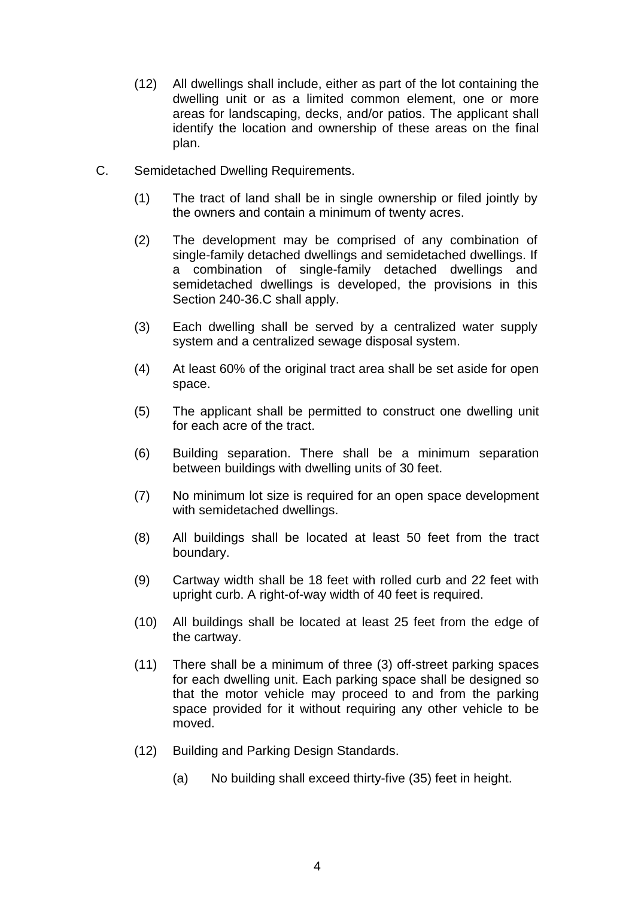(12) All dwellings shall include, either as part of the lot containing the dwelling unit or as a limited common element, one or more areas for landscaping, decks, and/or patios. The applicant shall identify the location and ownership of these areas on the final plan.

C. Semidetached Dwelling Requirements.

(1) The tract of land shall be in single ownership or filed jointly by the owners and contain a minimum of twenty acres.

(2) The development may be comprised of any combination of single-family detached dwellings and semidetached dwellings. If a combination of single-family detached dwellings and semidetached dwellings is developed, the provisions in this Section 240-36.C shall apply.

(3) Each dwelling shall be served by a centralized water supply system and a centralized sewage disposal system.

(4) At least 60% of the original tract area shall be set aside for open space.

(5) The applicant shall be permitted to construct one dwelling unit for each acre of the tract.

(6) Building separation. There shall be a minimum separation between buildings with dwelling units of 30 feet.

(7) No minimum lot size is required for an open space development with semidetached dwellings.

(8) All buildings shall be located at least 50 feet from the tract boundary.

(9) Cartway width shall be 18 feet with rolled curb and 22 feet with upright curb. A right-of-way width of 40 feet is required.

(10) All buildings shall be located at least 25 feet from the edge of the cartway.

(11) There shall be a minimum of three (3) off-street parking spaces for each dwelling unit. Each parking space shall be designed so that the motor vehicle may proceed to and from the parking space provided for it without requiring any other vehicle to be moved.

(12) Building and Parking Design Standards.

(a) No building shall exceed thirty-five (35) feet in height.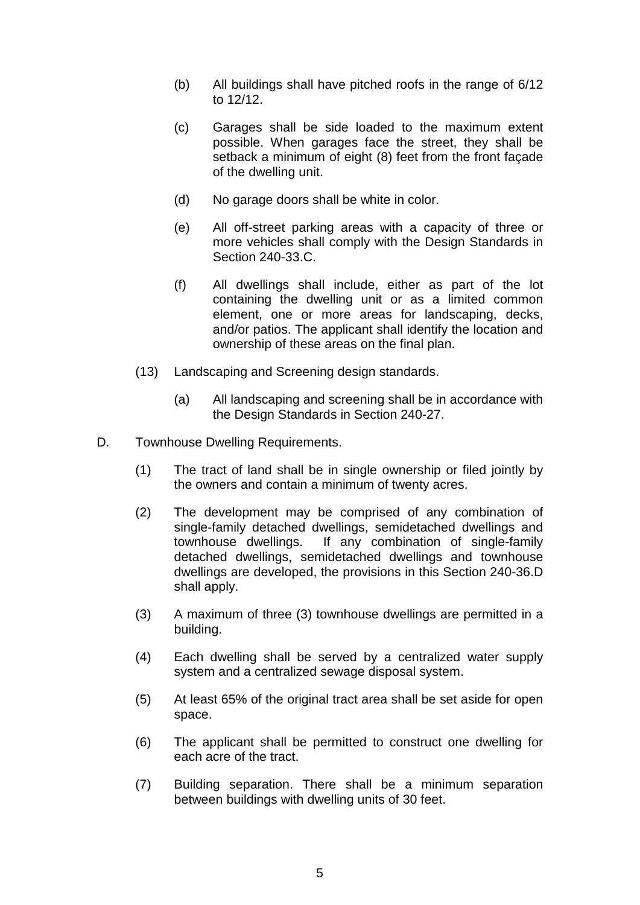(b) All buildings shall have pitched roofs in the range of 6/12 to 12/12.

(c) Garages shall be side loaded to the maximum extent possible. When garages face the street, they shall be setback a minimum of eight (8) feet from the front façade of the dwelling unit.

(d) No garage doors shall be white in color.

(e) All off-street parking areas with a capacity of three or more vehicles shall comply with the Design Standards in Section 240-33.C.

(f) All dwellings shall include, either as part of the lot containing the dwelling unit or as a limited common element, one or more areas for landscaping, decks, and/or patios. The applicant shall identify the location and ownership of these areas on the final plan.

(13) Landscaping and Screening design standards.

(a) All landscaping and screening shall be in accordance with the Design Standards in Section 240-27.

D. Townhouse Dwelling Requirements.

(1) The tract of land shall be in single ownership or filed jointly by the owners and contain a minimum of twenty acres.

(2) The development may be comprised of any combination of single-family detached dwellings, semidetached dwellings and townhouse dwellings. If any combination of single-family detached dwellings, semidetached dwellings and townhouse dwellings are developed, the provisions in this Section 240-36.D shall apply.

(3) A maximum of three (3) townhouse dwellings are permitted in a building.

(4) Each dwelling shall be served by a centralized water supply system and a centralized sewage disposal system.

(5) At least 65% of the original tract area shall be set aside for open space.

(6) The applicant shall be permitted to construct one dwelling for each acre of the tract.

(7) Building separation. There shall be a minimum separation between buildings with dwelling units of 30 feet.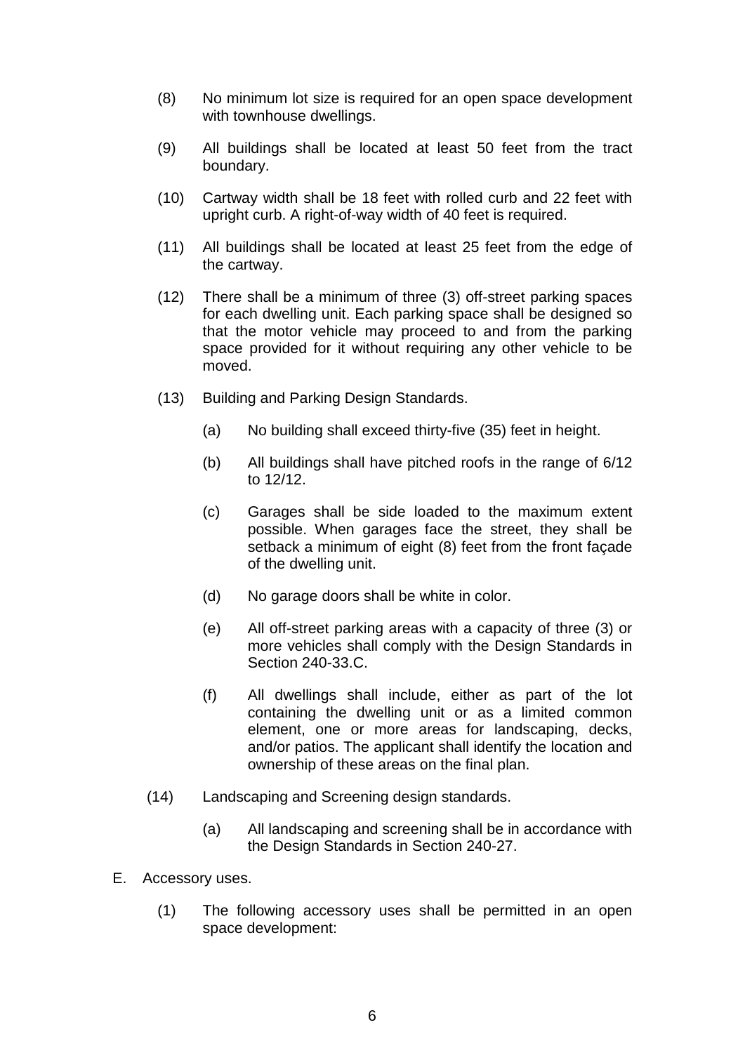(8) No minimum lot size is required for an open space development with townhouse dwellings.

(9) All buildings shall be located at least 50 feet from the tract boundary.

(10) Cartway width shall be 18 feet with rolled curb and 22 feet with upright curb. A right-of-way width of 40 feet is required.

(11) All buildings shall be located at least 25 feet from the edge of the cartway.

(12) There shall be a minimum of three (3) off-street parking spaces for each dwelling unit. Each parking space shall be designed so that the motor vehicle may proceed to and from the parking space provided for it without requiring any other vehicle to be moved.

(13) Building and Parking Design Standards.

  (a) No building shall exceed thirty-five (35) feet in height.

  (b) All buildings shall have pitched roofs in the range of 6/12 to 12/12.

  (c) Garages shall be side loaded to the maximum extent possible. When garages face the street, they shall be setback a minimum of eight (8) feet from the front façade of the dwelling unit.

  (d) No garage doors shall be white in color.

  (e) All off-street parking areas with a capacity of three (3) or more vehicles shall comply with the Design Standards in Section 240-33.C.

  (f) All dwellings shall include, either as part of the lot containing the dwelling unit or as a limited common element, one or more areas for landscaping, decks, and/or patios. The applicant shall identify the location and ownership of these areas on the final plan.

(14) Landscaping and Screening design standards.

  (a) All landscaping and screening shall be in accordance with the Design Standards in Section 240-27.

E. Accessory uses.

  (1) The following accessory uses shall be permitted in an open space development: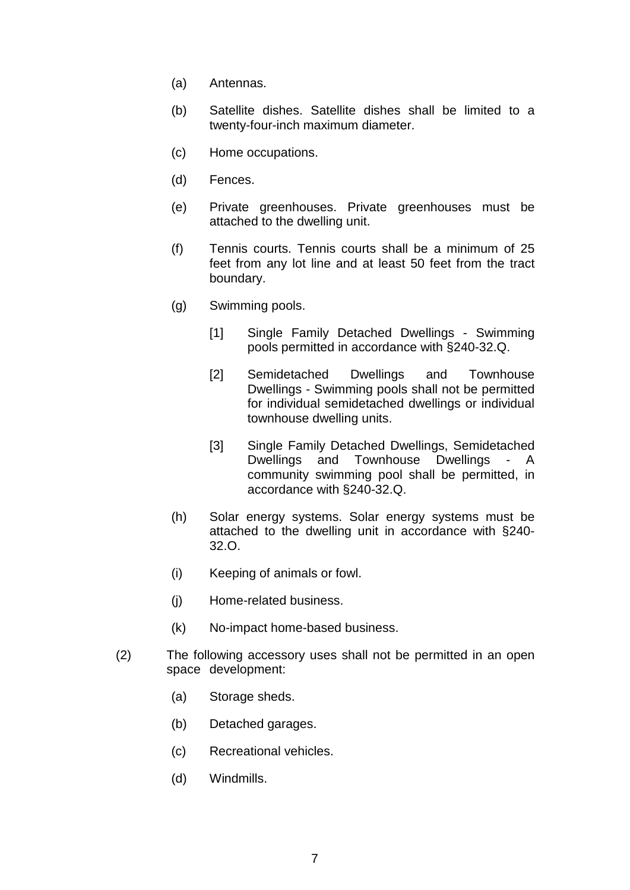(a) Antennas.

(b) Satellite dishes. Satellite dishes shall be limited to a twenty-four-inch maximum diameter.

(c) Home occupations.

(d) Fences.

(e) Private greenhouses. Private greenhouses must be attached to the dwelling unit.

(f) Tennis courts. Tennis courts shall be a minimum of 25 feet from any lot line and at least 50 feet from the tract boundary.

(g) Swimming pools.

[1] Single Family Detached Dwellings - Swimming pools permitted in accordance with §240-32.Q.

[2] Semidetached Dwellings and Townhouse Dwellings - Swimming pools shall not be permitted for individual semidetached dwellings or individual townhouse dwelling units.

[3] Single Family Detached Dwellings, Semidetached Dwellings and Townhouse Dwellings - A community swimming pool shall be permitted, in accordance with §240-32.Q.

(h) Solar energy systems. Solar energy systems must be attached to the dwelling unit in accordance with §240-32.O.

(i) Keeping of animals or fowl.

(j) Home-related business.

(k) No-impact home-based business.

(2) The following accessory uses shall not be permitted in an open space development:

(a) Storage sheds.

(b) Detached garages.

(c) Recreational vehicles.

(d) Windmills.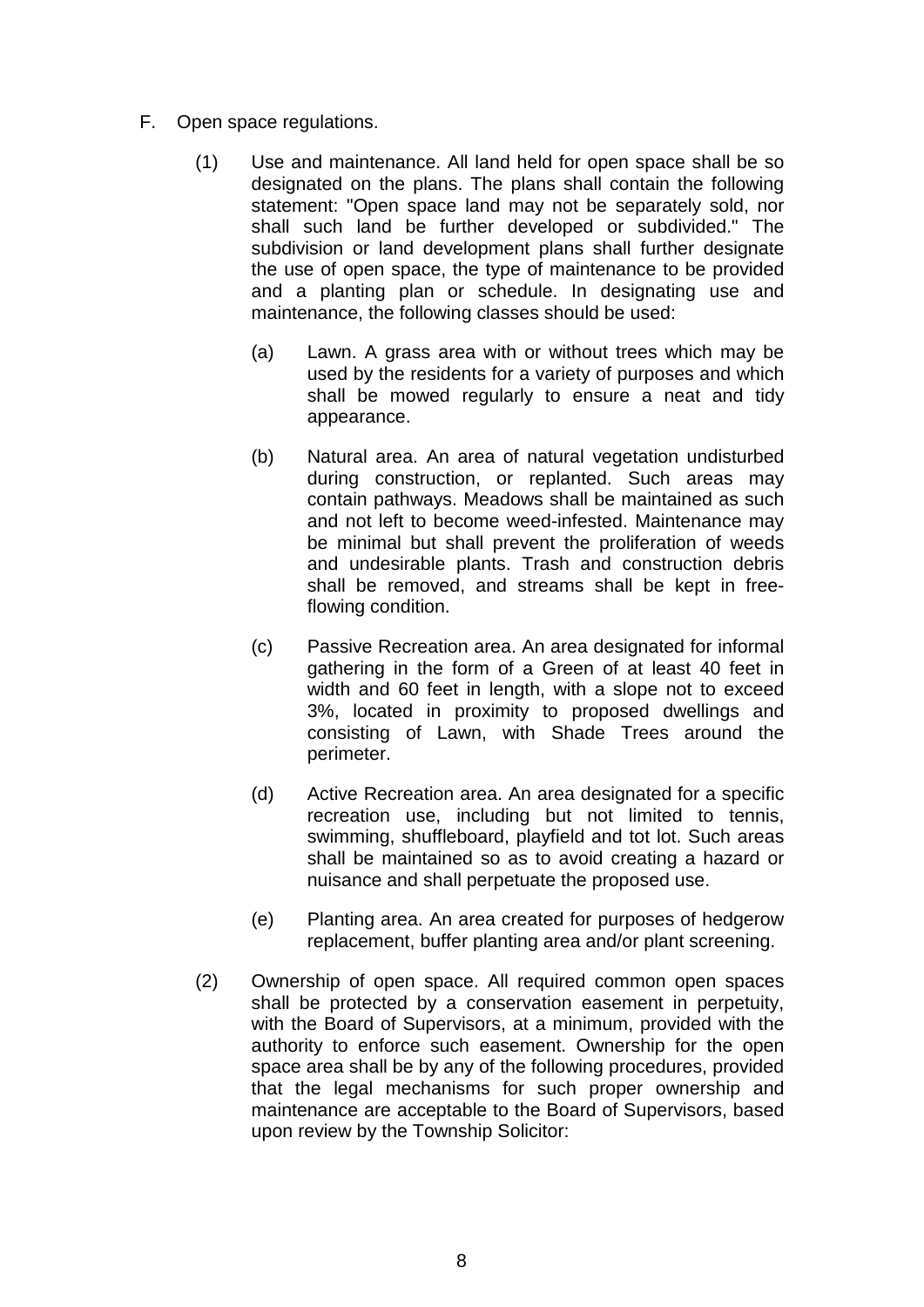F. Open space regulations.

(1) Use and maintenance. All land held for open space shall be so designated on the plans. The plans shall contain the following statement: "Open space land may not be separately sold, nor shall such land be further developed or subdivided." The subdivision or land development plans shall further designate the use of open space, the type of maintenance to be provided and a planting plan or schedule. In designating use and maintenance, the following classes should be used:

(a) Lawn. A grass area with or without trees which may be used by the residents for a variety of purposes and which shall be mowed regularly to ensure a neat and tidy appearance.

(b) Natural area. An area of natural vegetation undisturbed during construction, or replanted. Such areas may contain pathways. Meadows shall be maintained as such and not left to become weed-infested. Maintenance may be minimal but shall prevent the proliferation of weeds and undesirable plants. Trash and construction debris shall be removed, and streams shall be kept in free-flowing condition.

(c) Passive Recreation area. An area designated for informal gathering in the form of a Green of at least 40 feet in width and 60 feet in length, with a slope not to exceed 3%, located in proximity to proposed dwellings and consisting of Lawn, with Shade Trees around the perimeter.

(d) Active Recreation area. An area designated for a specific recreation use, including but not limited to tennis, swimming, shuffleboard, playfield and tot lot. Such areas shall be maintained so as to avoid creating a hazard or nuisance and shall perpetuate the proposed use.

(e) Planting area. An area created for purposes of hedgerow replacement, buffer planting area and/or plant screening.

(2) Ownership of open space. All required common open spaces shall be protected by a conservation easement in perpetuity, with the Board of Supervisors, at a minimum, provided with the authority to enforce such easement. Ownership for the open space area shall be by any of the following procedures, provided that the legal mechanisms for such proper ownership and maintenance are acceptable to the Board of Supervisors, based upon review by the Township Solicitor: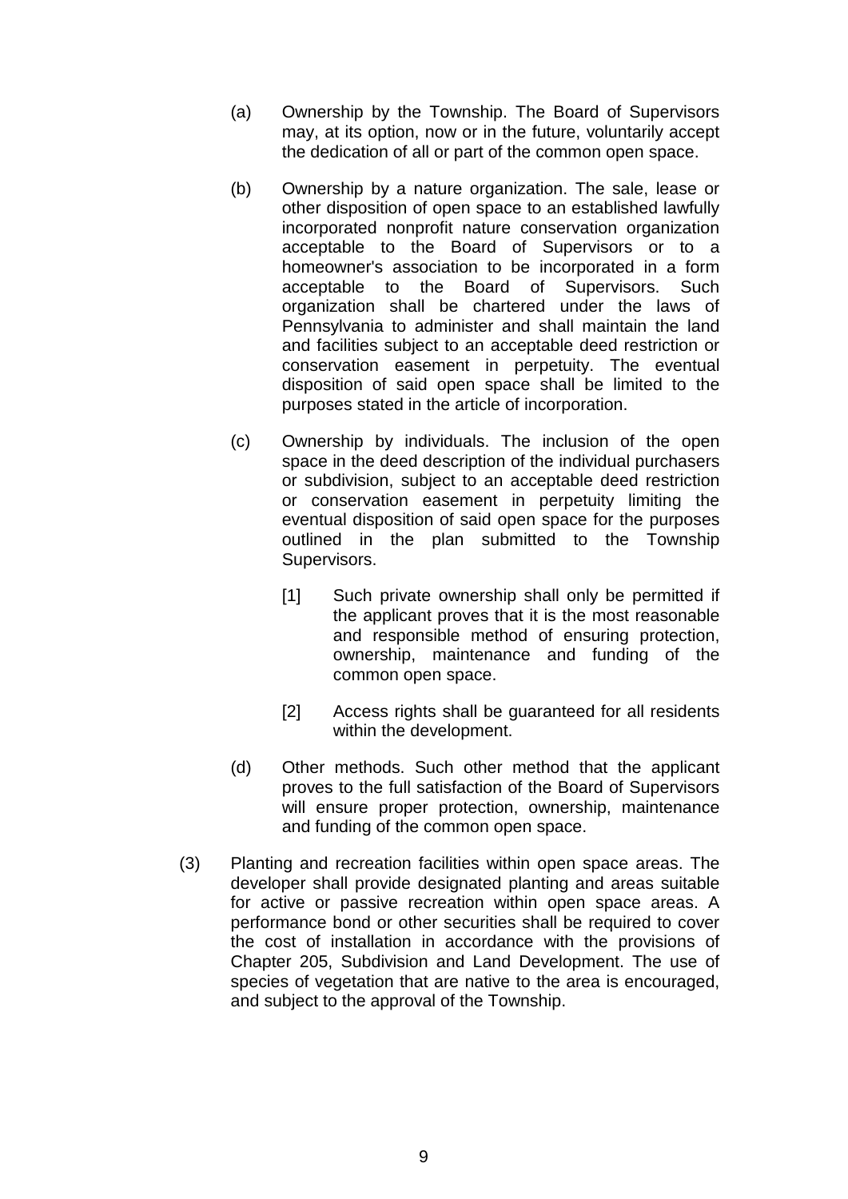(a) Ownership by the Township. The Board of Supervisors may, at its option, now or in the future, voluntarily accept the dedication of all or part of the common open space.

(b) Ownership by a nature organization. The sale, lease or other disposition of open space to an established lawfully incorporated nonprofit nature conservation organization acceptable to the Board of Supervisors or to a homeowner's association to be incorporated in a form acceptable to the Board of Supervisors. Such organization shall be chartered under the laws of Pennsylvania to administer and shall maintain the land and facilities subject to an acceptable deed restriction or conservation easement in perpetuity. The eventual disposition of said open space shall be limited to the purposes stated in the article of incorporation.

(c) Ownership by individuals. The inclusion of the open space in the deed description of the individual purchasers or subdivision, subject to an acceptable deed restriction or conservation easement in perpetuity limiting the eventual disposition of said open space for the purposes outlined in the plan submitted to the Township Supervisors.

[1] Such private ownership shall only be permitted if the applicant proves that it is the most reasonable and responsible method of ensuring protection, ownership, maintenance and funding of the common open space.

[2] Access rights shall be guaranteed for all residents within the development.

(d) Other methods. Such other method that the applicant proves to the full satisfaction of the Board of Supervisors will ensure proper protection, ownership, maintenance and funding of the common open space.

(3) Planting and recreation facilities within open space areas. The developer shall provide designated planting and areas suitable for active or passive recreation within open space areas. A performance bond or other securities shall be required to cover the cost of installation in accordance with the provisions of Chapter 205, Subdivision and Land Development. The use of species of vegetation that are native to the area is encouraged, and subject to the approval of the Township.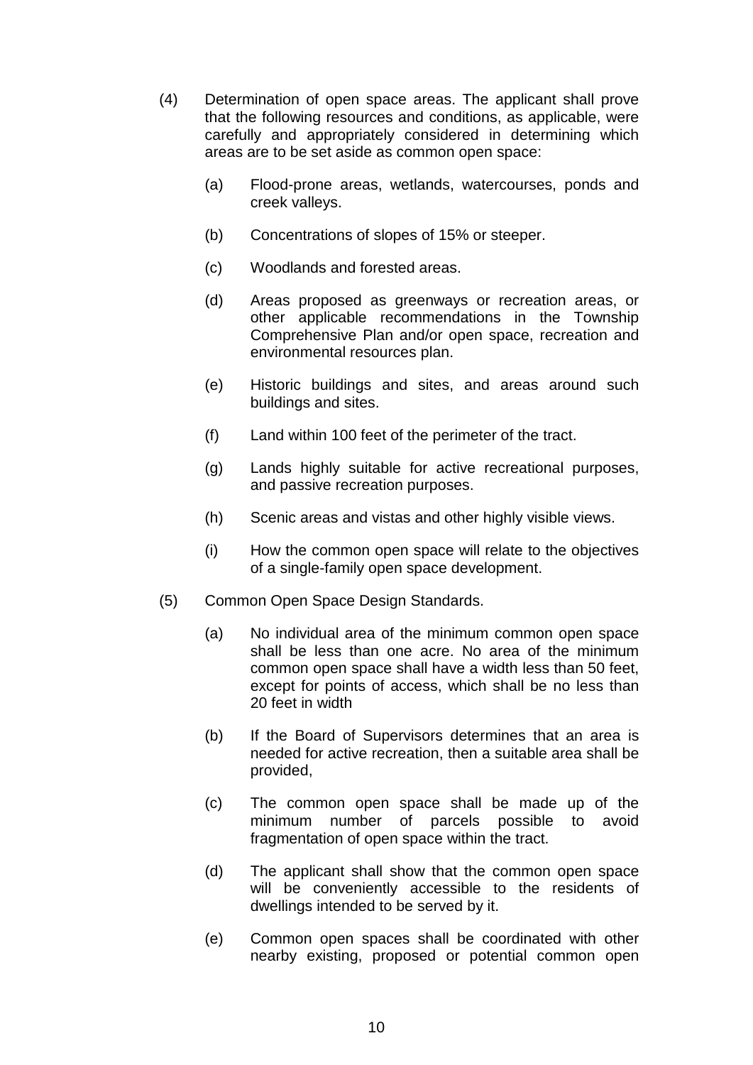(4) Determination of open space areas. The applicant shall prove that the following resources and conditions, as applicable, were carefully and appropriately considered in determining which areas are to be set aside as common open space:

  (a) Flood-prone areas, wetlands, watercourses, ponds and creek valleys.

  (b) Concentrations of slopes of 15% or steeper.

  (c) Woodlands and forested areas.

  (d) Areas proposed as greenways or recreation areas, or other applicable recommendations in the Township Comprehensive Plan and/or open space, recreation and environmental resources plan.

  (e) Historic buildings and sites, and areas around such buildings and sites.

  (f) Land within 100 feet of the perimeter of the tract.

  (g) Lands highly suitable for active recreational purposes, and passive recreation purposes.

  (h) Scenic areas and vistas and other highly visible views.

  (i) How the common open space will relate to the objectives of a single-family open space development.

(5) Common Open Space Design Standards.

  (a) No individual area of the minimum common open space shall be less than one acre. No area of the minimum common open space shall have a width less than 50 feet, except for points of access, which shall be no less than 20 feet in width

  (b) If the Board of Supervisors determines that an area is needed for active recreation, then a suitable area shall be provided,

  (c) The common open space shall be made up of the minimum number of parcels possible to avoid fragmentation of open space within the tract.

  (d) The applicant shall show that the common open space will be conveniently accessible to the residents of dwellings intended to be served by it.

  (e) Common open spaces shall be coordinated with other nearby existing, proposed or potential common open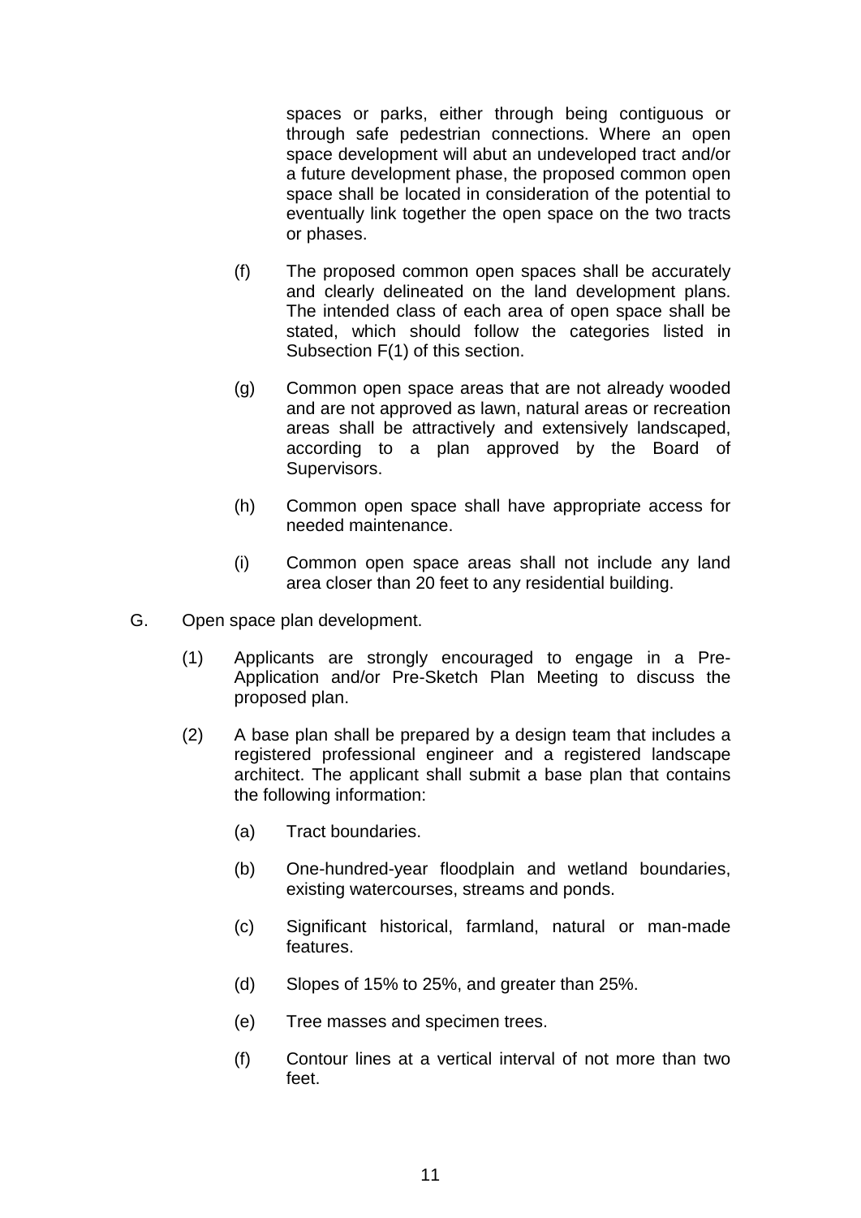spaces or parks, either through being contiguous or through safe pedestrian connections. Where an open space development will abut an undeveloped tract and/or a future development phase, the proposed common open space shall be located in consideration of the potential to eventually link together the open space on the two tracts or phases.

(f) The proposed common open spaces shall be accurately and clearly delineated on the land development plans. The intended class of each area of open space shall be stated, which should follow the categories listed in Subsection F(1) of this section.

(g) Common open space areas that are not already wooded and are not approved as lawn, natural areas or recreation areas shall be attractively and extensively landscaped, according to a plan approved by the Board of Supervisors.

(h) Common open space shall have appropriate access for needed maintenance.

(i) Common open space areas shall not include any land area closer than 20 feet to any residential building.

G. Open space plan development.

(1) Applicants are strongly encouraged to engage in a Pre-Application and/or Pre-Sketch Plan Meeting to discuss the proposed plan.

(2) A base plan shall be prepared by a design team that includes a registered professional engineer and a registered landscape architect. The applicant shall submit a base plan that contains the following information:

(a) Tract boundaries.

(b) One-hundred-year floodplain and wetland boundaries, existing watercourses, streams and ponds.

(c) Significant historical, farmland, natural or man-made features.

(d) Slopes of 15% to 25%, and greater than 25%.

(e) Tree masses and specimen trees.

(f) Contour lines at a vertical interval of not more than two feet.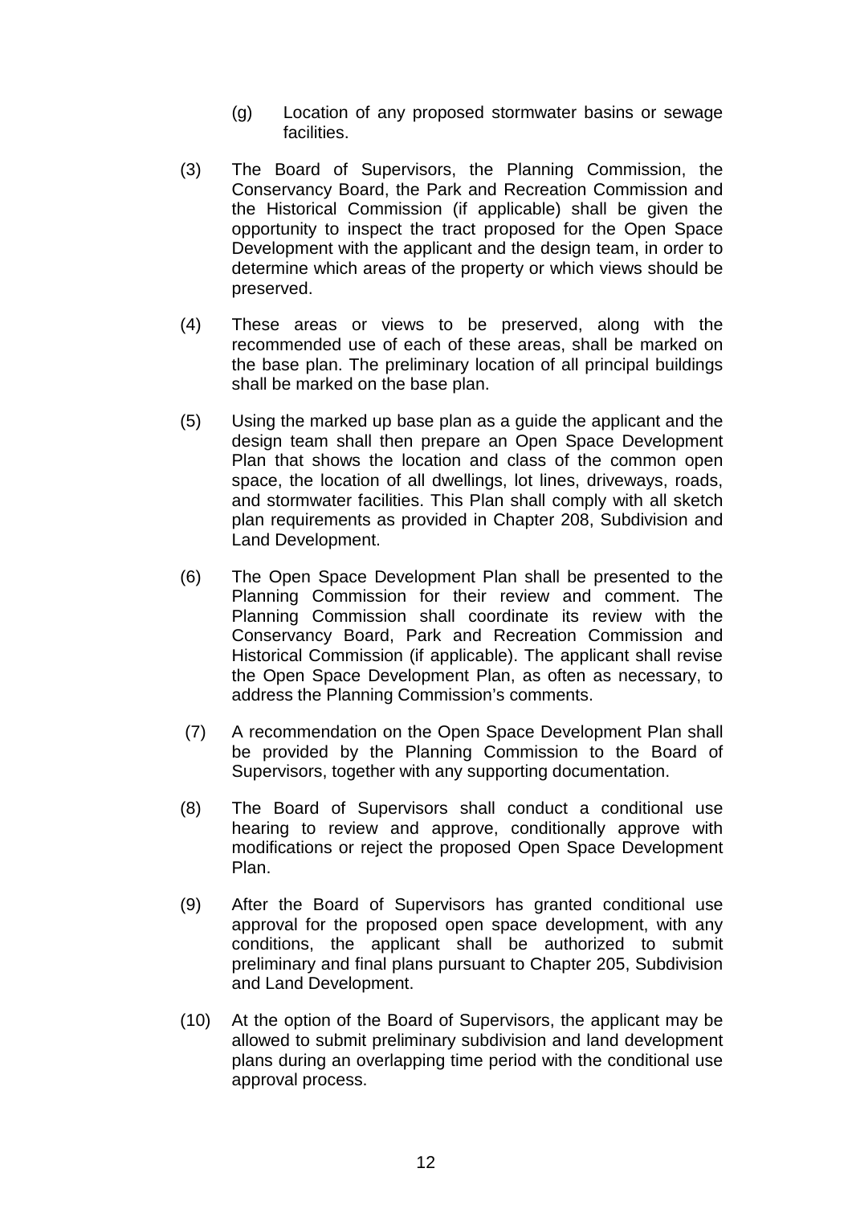(g) Location of any proposed stormwater basins or sewage facilities.

(3) The Board of Supervisors, the Planning Commission, the Conservancy Board, the Park and Recreation Commission and the Historical Commission (if applicable) shall be given the opportunity to inspect the tract proposed for the Open Space Development with the applicant and the design team, in order to determine which areas of the property or which views should be preserved.

(4) These areas or views to be preserved, along with the recommended use of each of these areas, shall be marked on the base plan. The preliminary location of all principal buildings shall be marked on the base plan.

(5) Using the marked up base plan as a guide the applicant and the design team shall then prepare an Open Space Development Plan that shows the location and class of the common open space, the location of all dwellings, lot lines, driveways, roads, and stormwater facilities. This Plan shall comply with all sketch plan requirements as provided in Chapter 208, Subdivision and Land Development.

(6) The Open Space Development Plan shall be presented to the Planning Commission for their review and comment. The Planning Commission shall coordinate its review with the Conservancy Board, Park and Recreation Commission and Historical Commission (if applicable). The applicant shall revise the Open Space Development Plan, as often as necessary, to address the Planning Commission's comments.

(7) A recommendation on the Open Space Development Plan shall be provided by the Planning Commission to the Board of Supervisors, together with any supporting documentation.

(8) The Board of Supervisors shall conduct a conditional use hearing to review and approve, conditionally approve with modifications or reject the proposed Open Space Development Plan.

(9) After the Board of Supervisors has granted conditional use approval for the proposed open space development, with any conditions, the applicant shall be authorized to submit preliminary and final plans pursuant to Chapter 205, Subdivision and Land Development.

(10) At the option of the Board of Supervisors, the applicant may be allowed to submit preliminary subdivision and land development plans during an overlapping time period with the conditional use approval process.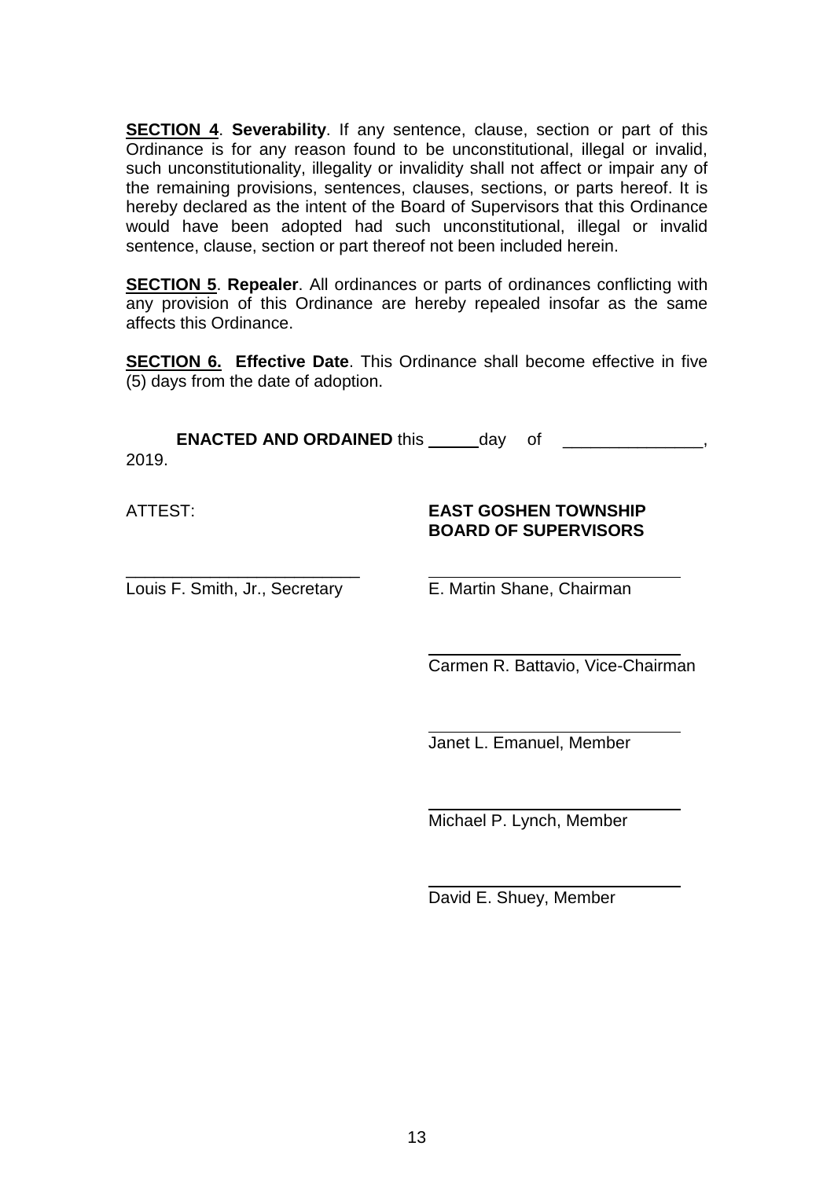**SECTION 4**. **Severability**. If any sentence, clause, section or part of this Ordinance is for any reason found to be unconstitutional, illegal or invalid, such unconstitutionality, illegality or invalidity shall not affect or impair any of the remaining provisions, sentences, clauses, sections, or parts hereof. It is hereby declared as the intent of the Board of Supervisors that this Ordinance would have been adopted had such unconstitutional, illegal or invalid sentence, clause, section or part thereof not been included herein.

**SECTION 5**. **Repealer**. All ordinances or parts of ordinances conflicting with any provision of this Ordinance are hereby repealed insofar as the same affects this Ordinance.

**SECTION 6.** **Effective Date**. This Ordinance shall become effective in five (5) days from the date of adoption.

**ENACTED AND ORDAINED** this ______ day of _______________, 2019.

ATTEST:

**EAST GOSHEN TOWNSHIP BOARD OF SUPERVISORS**

_________________________
Louis F. Smith, Jr., Secretary

_________________________
E. Martin Shane, Chairman

_________________________
Carmen R. Battavio, Vice-Chairman

_________________________
Janet L. Emanuel, Member

_________________________
Michael P. Lynch, Member

_________________________
David E. Shuey, Member